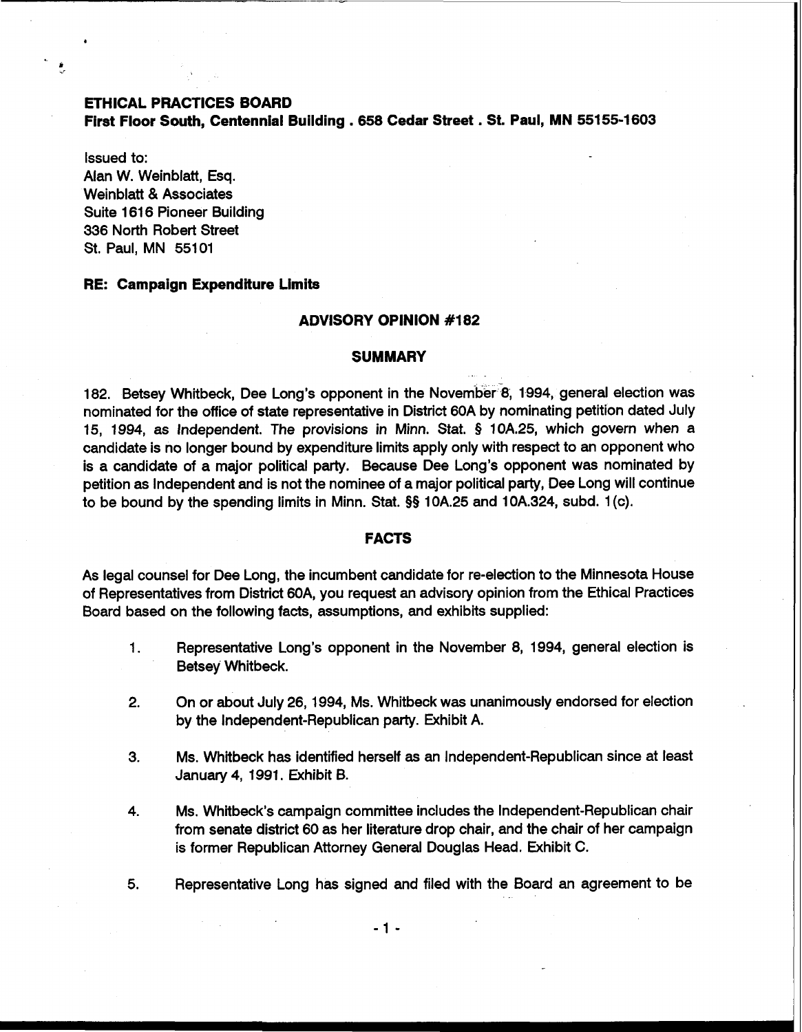**ETHICAL PRACTICES BOARD**
**First Floor South, Centennial Building . 658 Cedar Street . St. Paul, MN 55155-1603**

Issued to:
Alan W. Weinblatt, Esq.
Weinblatt & Associates
Suite 1616 Pioneer Building
336 North Robert Street
St. Paul, MN 55101

**RE: Campaign Expenditure Limits**

## ADVISORY OPINION #182

## SUMMARY

182. Betsey Whitbeck, Dee Long's opponent in the November 8, 1994, general election was nominated for the office of state representative in District 60A by nominating petition dated July 15, 1994, as Independent. The provisions in Minn. Stat. § 10A.25, which govern when a candidate is no longer bound by expenditure limits apply only with respect to an opponent who is a candidate of a major political party. Because Dee Long's opponent was nominated by petition as Independent and is not the nominee of a major political party, Dee Long will continue to be bound by the spending limits in Minn. Stat. §§ 10A.25 and 10A.324, subd. 1(c).

## FACTS

As legal counsel for Dee Long, the incumbent candidate for re-election to the Minnesota House of Representatives from District 60A, you request an advisory opinion from the Ethical Practices Board based on the following facts, assumptions, and exhibits supplied:

1. Representative Long's opponent in the November 8, 1994, general election is Betsey Whitbeck.

2. On or about July 26, 1994, Ms. Whitbeck was unanimously endorsed for election by the Independent-Republican party. Exhibit A.

3. Ms. Whitbeck has identified herself as an Independent-Republican since at least January 4, 1991. Exhibit B.

4. Ms. Whitbeck's campaign committee includes the Independent-Republican chair from senate district 60 as her literature drop chair, and the chair of her campaign is former Republican Attorney General Douglas Head. Exhibit C.

5. Representative Long has signed and filed with the Board an agreement to be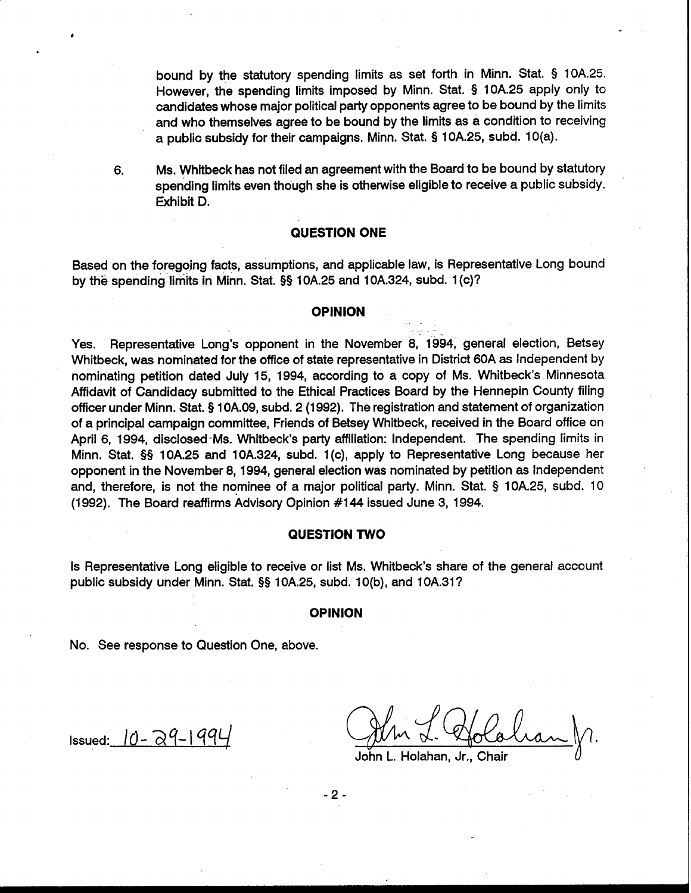bound by the statutory spending limits as set forth in Minn. Stat. § 10A.25. However, the spending limits imposed by Minn. Stat. § 10A.25 apply only to candidates whose major political party opponents agree to be bound by the limits and who themselves agree to be bound by the limits as a condition to receiving a public subsidy for their campaigns. Minn. Stat. § 10A.25, subd. 10(a).

6. Ms. Whitbeck has not filed an agreement with the Board to be bound by statutory spending limits even though she is otherwise eligible to receive a public subsidy. Exhibit D.

## QUESTION ONE

Based on the foregoing facts, assumptions, and applicable law, is Representative Long bound by the spending limits in Minn. Stat. §§ 10A.25 and 10A.324, subd. 1(c)?

## OPINION

Yes. Representative Long's opponent in the November 8, 1994, general election, Betsey Whitbeck, was nominated for the office of state representative in District 60A as Independent by nominating petition dated July 15, 1994, according to a copy of Ms. Whitbeck's Minnesota Affidavit of Candidacy submitted to the Ethical Practices Board by the Hennepin County filing officer under Minn. Stat. § 10A.09, subd. 2 (1992). The registration and statement of organization of a principal campaign committee, Friends of Betsey Whitbeck, received in the Board office on April 6, 1994, disclosed Ms. Whitbeck's party affiliation: Independent. The spending limits in Minn. Stat. §§ 10A.25 and 10A.324, subd. 1(c), apply to Representative Long because her opponent in the November 8, 1994, general election was nominated by petition as Independent and, therefore, is not the nominee of a major political party. Minn. Stat. § 10A.25, subd. 10 (1992). The Board reaffirms Advisory Opinion #144 issued June 3, 1994.

## QUESTION TWO

Is Representative Long eligible to receive or list Ms. Whitbeck's share of the general account public subsidy under Minn. Stat. §§ 10A.25, subd. 10(b), and 10A.31?

## OPINION

No. See response to Question One, above.

Issued: 10-29-1994

John L. Holahan, Jr., Chair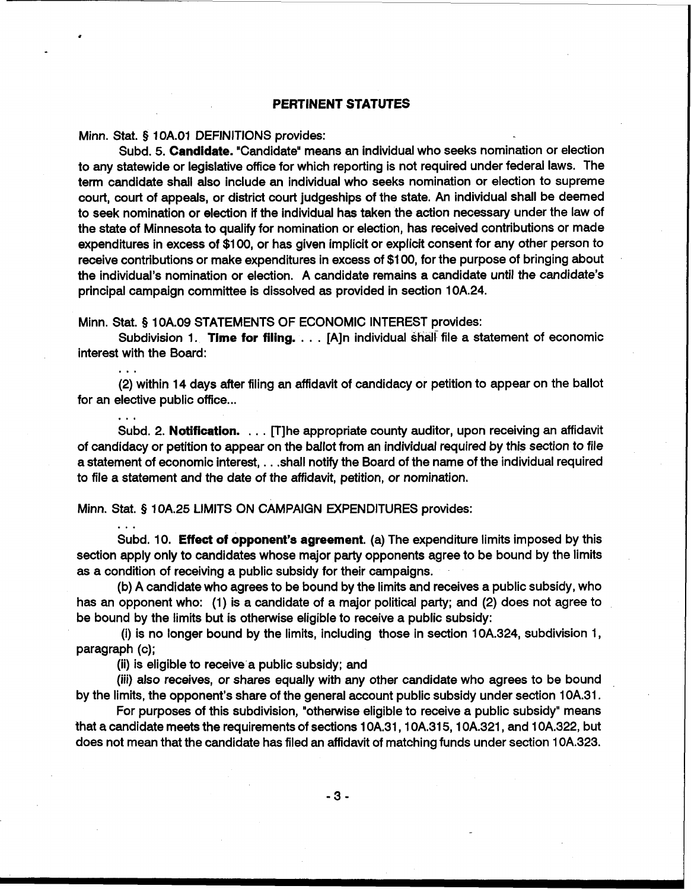## PERTINENT STATUTES

Minn. Stat. § 10A.01 DEFINITIONS provides:

Subd. 5. **Candidate.** "Candidate" means an individual who seeks nomination or election to any statewide or legislative office for which reporting is not required under federal laws. The term candidate shall also include an individual who seeks nomination or election to supreme court, court of appeals, or district court judgeships of the state. An individual shall be deemed to seek nomination or election if the individual has taken the action necessary under the law of the state of Minnesota to qualify for nomination or election, has received contributions or made expenditures in excess of $100, or has given implicit or explicit consent for any other person to receive contributions or make expenditures in excess of $100, for the purpose of bringing about the individual's nomination or election. A candidate remains a candidate until the candidate's principal campaign committee is dissolved as provided in section 10A.24.

Minn. Stat. § 10A.09 STATEMENTS OF ECONOMIC INTEREST provides:

Subdivision 1. **Time for filing.** . . . [A]n individual shall file a statement of economic interest with the Board:

. . .

(2) within 14 days after filing an affidavit of candidacy or petition to appear on the ballot for an elective public office...

. . .

Subd. 2. **Notification.** . . . [T]he appropriate county auditor, upon receiving an affidavit of candidacy or petition to appear on the ballot from an individual required by this section to file a statement of economic interest, . . .shall notify the Board of the name of the individual required to file a statement and the date of the affidavit, petition, or nomination.

Minn. Stat. § 10A.25 LIMITS ON CAMPAIGN EXPENDITURES provides:

. . .

Subd. 10. **Effect of opponent's agreement.** (a) The expenditure limits imposed by this section apply only to candidates whose major party opponents agree to be bound by the limits as a condition of receiving a public subsidy for their campaigns.

(b) A candidate who agrees to be bound by the limits and receives a public subsidy, who has an opponent who: (1) is a candidate of a major political party; and (2) does not agree to be bound by the limits but is otherwise eligible to receive a public subsidy:

(i) is no longer bound by the limits, including those in section 10A.324, subdivision 1, paragraph (c);

(ii) is eligible to receive a public subsidy; and

(iii) also receives, or shares equally with any other candidate who agrees to be bound by the limits, the opponent's share of the general account public subsidy under section 10A.31.

For purposes of this subdivision, "otherwise eligible to receive a public subsidy" means that a candidate meets the requirements of sections 10A.31, 10A.315, 10A.321, and 10A.322, but does not mean that the candidate has filed an affidavit of matching funds under section 10A.323.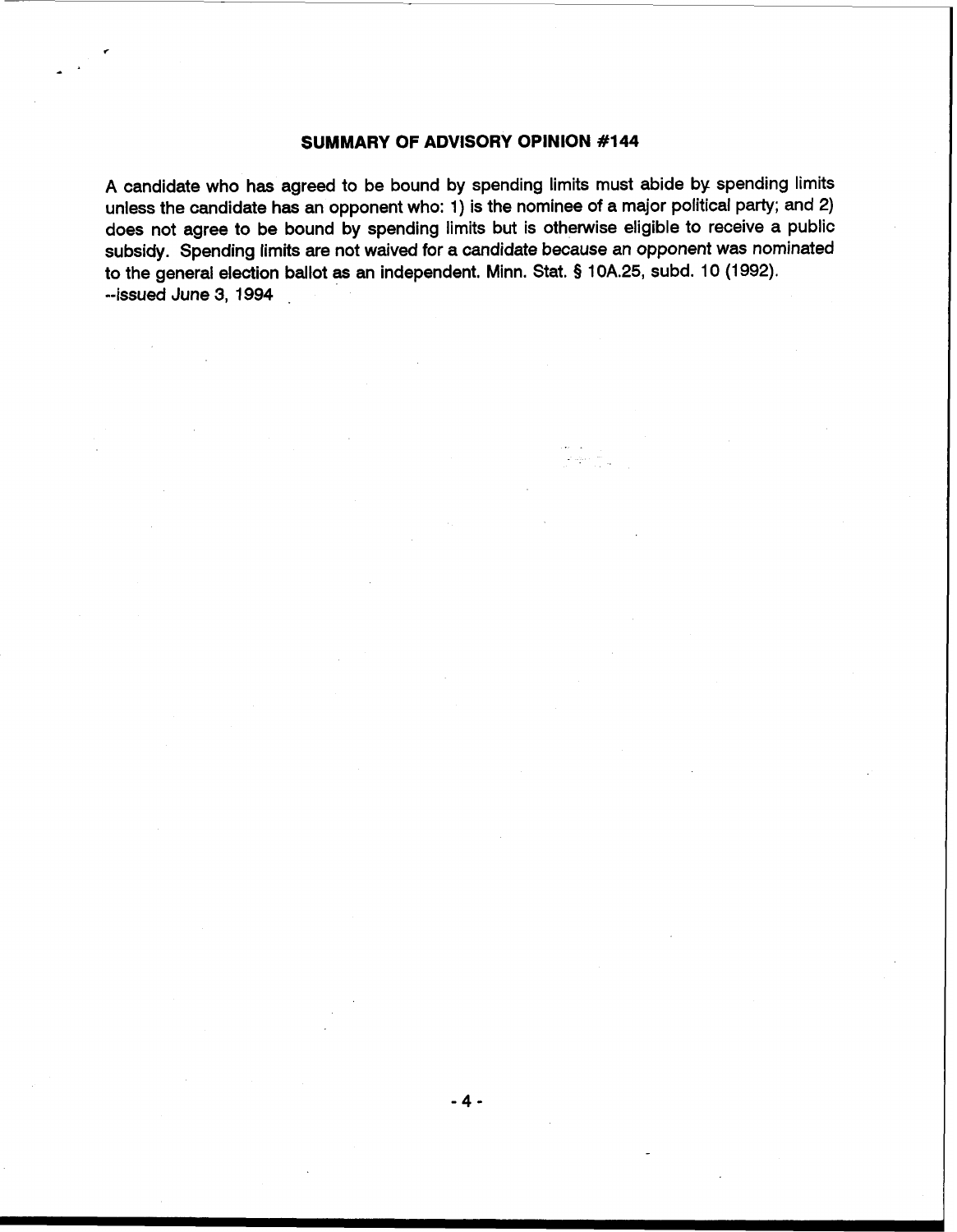## SUMMARY OF ADVISORY OPINION #144

A candidate who has agreed to be bound by spending limits must abide by spending limits unless the candidate has an opponent who: 1) is the nominee of a major political party; and 2) does not agree to be bound by spending limits but is otherwise eligible to receive a public subsidy. Spending limits are not waived for a candidate because an opponent was nominated to the general election ballot as an independent. Minn. Stat. § 10A.25, subd. 10 (1992).
--issued June 3, 1994